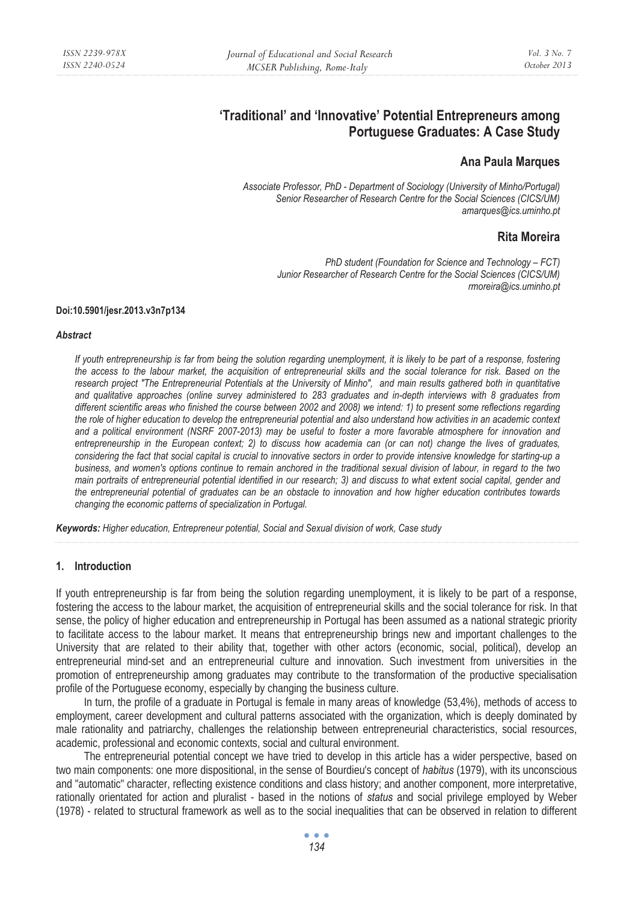# 'Traditional' and 'Innovative' Potential Entrepreneurs among Portuguese Graduates: A Case Study

## Ana Paula Marques

*Associate Professor, PhD - Department of Sociology (University of Minho/Portugal)*
*Senior Researcher of Research Centre for the Social Sciences (CICS/UM)*
*amarques@ics.uminho.pt*

## Rita Moreira

*PhD student (Foundation for Science and Technology – FCT)*
*Junior Researcher of Research Centre for the Social Sciences (CICS/UM)*
*rmoreira@ics.uminho.pt*

**Doi:10.5901/jesr.2013.v3n7p134**

***Abstract***

*If youth entrepreneurship is far from being the solution regarding unemployment, it is likely to be part of a response, fostering the access to the labour market, the acquisition of entrepreneurial skills and the social tolerance for risk. Based on the research project "The Entrepreneurial Potentials at the University of Minho", and main results gathered both in quantitative and qualitative approaches (online survey administered to 283 graduates and in-depth interviews with 8 graduates from different scientific areas who finished the course between 2002 and 2008) we intend: 1) to present some reflections regarding the role of higher education to develop the entrepreneurial potential and also understand how activities in an academic context and a political environment (NSRF 2007-2013) may be useful to foster a more favorable atmosphere for innovation and entrepreneurship in the European context; 2) to discuss how academia can (or can not) change the lives of graduates, considering the fact that social capital is crucial to innovative sectors in order to provide intensive knowledge for starting-up a business, and women's options continue to remain anchored in the traditional sexual division of labour, in regard to the two main portraits of entrepreneurial potential identified in our research; 3) and discuss to what extent social capital, gender and the entrepreneurial potential of graduates can be an obstacle to innovation and how higher education contributes towards changing the economic patterns of specialization in Portugal.*

***Keywords:*** *Higher education, Entrepreneur potential, Social and Sexual division of work, Case study*

## 1. Introduction

If youth entrepreneurship is far from being the solution regarding unemployment, it is likely to be part of a response, fostering the access to the labour market, the acquisition of entrepreneurial skills and the social tolerance for risk. In that sense, the policy of higher education and entrepreneurship in Portugal has been assumed as a national strategic priority to facilitate access to the labour market. It means that entrepreneurship brings new and important challenges to the University that are related to their ability that, together with other actors (economic, social, political), develop an entrepreneurial mind-set and an entrepreneurial culture and innovation. Such investment from universities in the promotion of entrepreneurship among graduates may contribute to the transformation of the productive specialisation profile of the Portuguese economy, especially by changing the business culture.

In turn, the profile of a graduate in Portugal is female in many areas of knowledge (53,4%), methods of access to employment, career development and cultural patterns associated with the organization, which is deeply dominated by male rationality and patriarchy, challenges the relationship between entrepreneurial characteristics, social resources, academic, professional and economic contexts, social and cultural environment.

The entrepreneurial potential concept we have tried to develop in this article has a wider perspective, based on two main components: one more dispositional, in the sense of Bourdieu's concept of *habitus* (1979), with its unconscious and "automatic" character, reflecting existence conditions and class history; and another component, more interpretative, rationally orientated for action and pluralist - based in the notions of *status* and social privilege employed by Weber (1978) - related to structural framework as well as to the social inequalities that can be observed in relation to different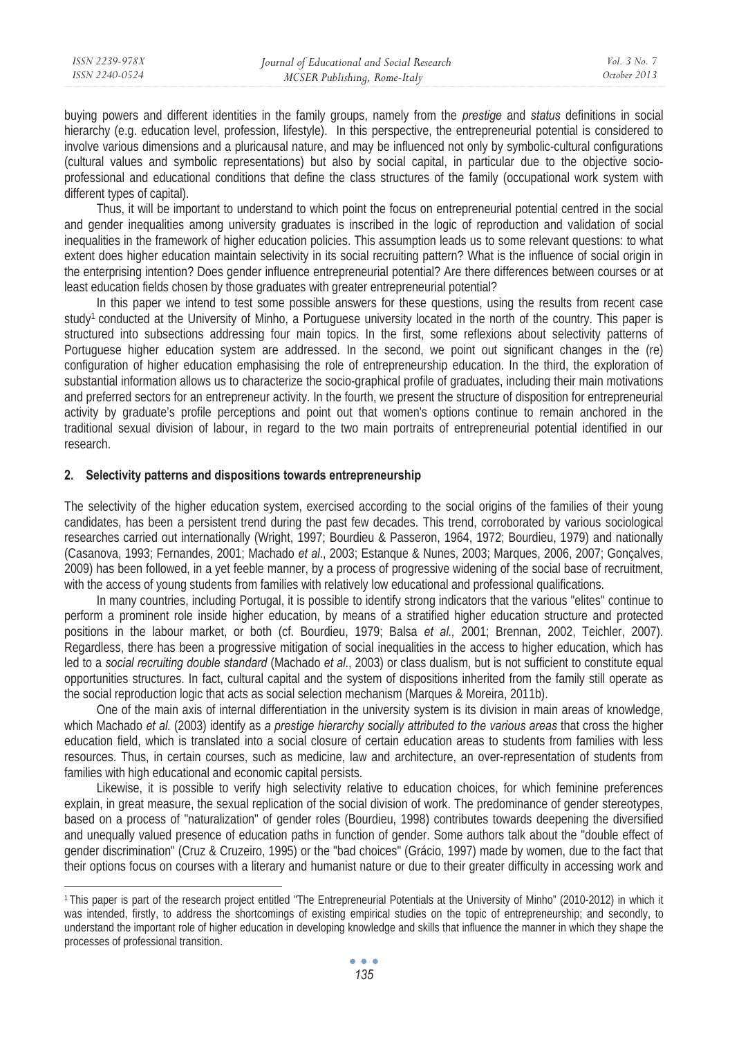buying powers and different identities in the family groups, namely from the *prestige* and *status* definitions in social hierarchy (e.g. education level, profession, lifestyle). In this perspective, the entrepreneurial potential is considered to involve various dimensions and a pluricausal nature, and may be influenced not only by symbolic-cultural configurations (cultural values and symbolic representations) but also by social capital, in particular due to the objective socio-professional and educational conditions that define the class structures of the family (occupational work system with different types of capital).

Thus, it will be important to understand to which point the focus on entrepreneurial potential centred in the social and gender inequalities among university graduates is inscribed in the logic of reproduction and validation of social inequalities in the framework of higher education policies. This assumption leads us to some relevant questions: to what extent does higher education maintain selectivity in its social recruiting pattern? What is the influence of social origin in the enterprising intention? Does gender influence entrepreneurial potential? Are there differences between courses or at least education fields chosen by those graduates with greater entrepreneurial potential?

In this paper we intend to test some possible answers for these questions, using the results from recent case study[1] conducted at the University of Minho, a Portuguese university located in the north of the country. This paper is structured into subsections addressing four main topics. In the first, some reflexions about selectivity patterns of Portuguese higher education system are addressed. In the second, we point out significant changes in the (re) configuration of higher education emphasising the role of entrepreneurship education. In the third, the exploration of substantial information allows us to characterize the socio-graphical profile of graduates, including their main motivations and preferred sectors for an entrepreneur activity. In the fourth, we present the structure of disposition for entrepreneurial activity by graduate's profile perceptions and point out that women's options continue to remain anchored in the traditional sexual division of labour, in regard to the two main portraits of entrepreneurial potential identified in our research.

## 2. Selectivity patterns and dispositions towards entrepreneurship

The selectivity of the higher education system, exercised according to the social origins of the families of their young candidates, has been a persistent trend during the past few decades. This trend, corroborated by various sociological researches carried out internationally (Wright, 1997; Bourdieu & Passeron, 1964, 1972; Bourdieu, 1979) and nationally (Casanova, 1993; Fernandes, 2001; Machado *et al*., 2003; Estanque & Nunes, 2003; Marques, 2006, 2007; Gonçalves, 2009) has been followed, in a yet feeble manner, by a process of progressive widening of the social base of recruitment, with the access of young students from families with relatively low educational and professional qualifications.

In many countries, including Portugal, it is possible to identify strong indicators that the various "elites" continue to perform a prominent role inside higher education, by means of a stratified higher education structure and protected positions in the labour market, or both (cf. Bourdieu, 1979; Balsa *et al.,* 2001; Brennan, 2002, Teichler, 2007). Regardless, there has been a progressive mitigation of social inequalities in the access to higher education, which has led to a *social recruiting double standard* (Machado *et al*., 2003) or class dualism, but is not sufficient to constitute equal opportunities structures. In fact, cultural capital and the system of dispositions inherited from the family still operate as the social reproduction logic that acts as social selection mechanism (Marques & Moreira, 2011b).

One of the main axis of internal differentiation in the university system is its division in main areas of knowledge, which Machado *et al.* (2003) identify as *a prestige hierarchy socially attributed to the various areas* that cross the higher education field, which is translated into a social closure of certain education areas to students from families with less resources. Thus, in certain courses, such as medicine, law and architecture, an over-representation of students from families with high educational and economic capital persists.

Likewise, it is possible to verify high selectivity relative to education choices, for which feminine preferences explain, in great measure, the sexual replication of the social division of work. The predominance of gender stereotypes, based on a process of "naturalization" of gender roles (Bourdieu, 1998) contributes towards deepening the diversified and unequally valued presence of education paths in function of gender. Some authors talk about the "double effect of gender discrimination" (Cruz & Cruzeiro, 1995) or the "bad choices" (Grácio, 1997) made by women, due to the fact that their options focus on courses with a literary and humanist nature or due to their greater difficulty in accessing work and

[1] This paper is part of the research project entitled "The Entrepreneurial Potentials at the University of Minho" (2010-2012) in which it was intended, firstly, to address the shortcomings of existing empirical studies on the topic of entrepreneurship; and secondly, to understand the important role of higher education in developing knowledge and skills that influence the manner in which they shape the processes of professional transition.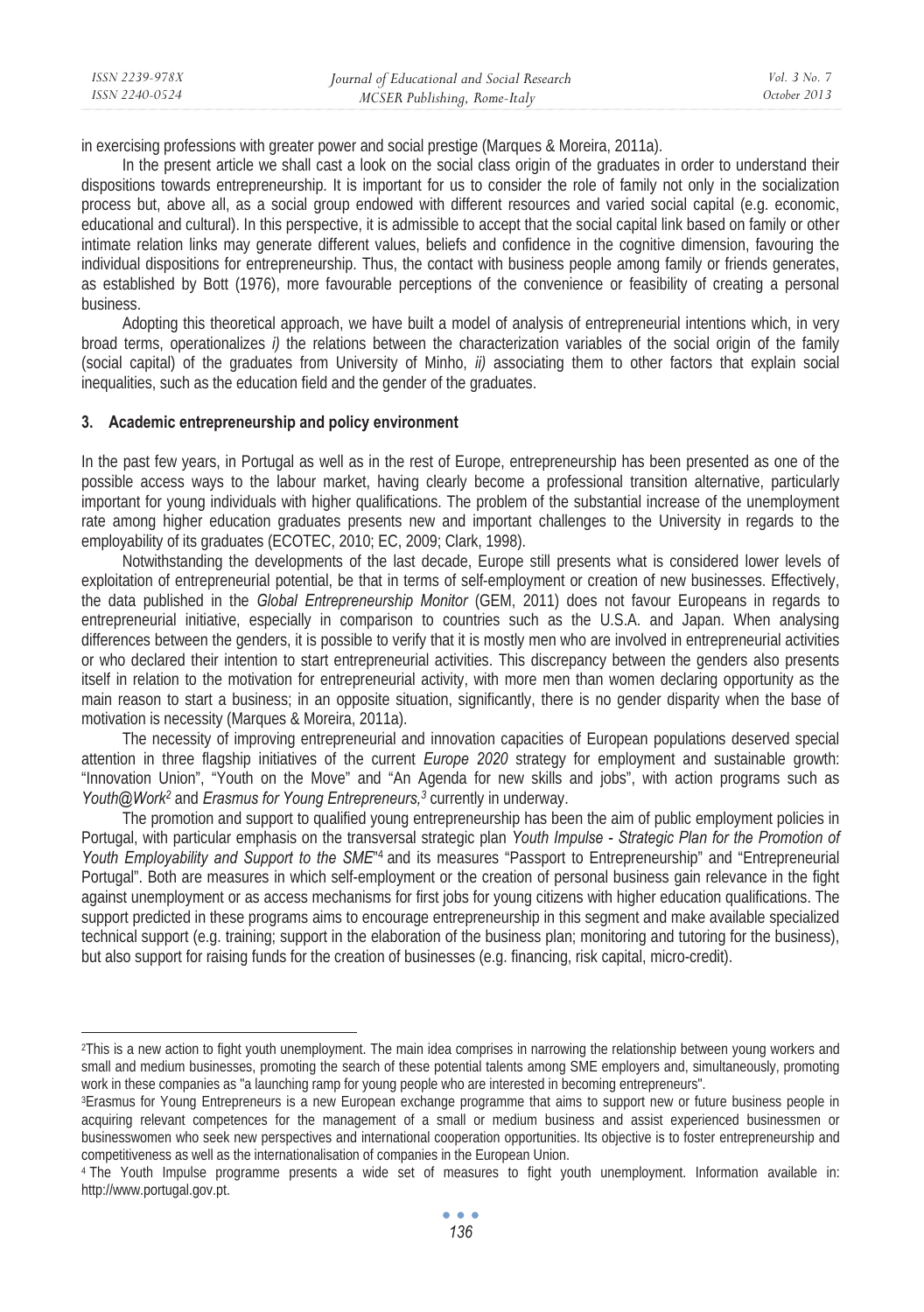in exercising professions with greater power and social prestige (Marques & Moreira, 2011a).

In the present article we shall cast a look on the social class origin of the graduates in order to understand their dispositions towards entrepreneurship. It is important for us to consider the role of family not only in the socialization process but, above all, as a social group endowed with different resources and varied social capital (e.g. economic, educational and cultural). In this perspective, it is admissible to accept that the social capital link based on family or other intimate relation links may generate different values, beliefs and confidence in the cognitive dimension, favouring the individual dispositions for entrepreneurship. Thus, the contact with business people among family or friends generates, as established by Bott (1976), more favourable perceptions of the convenience or feasibility of creating a personal business.

Adopting this theoretical approach, we have built a model of analysis of entrepreneurial intentions which, in very broad terms, operationalizes *i)* the relations between the characterization variables of the social origin of the family (social capital) of the graduates from University of Minho, *ii)* associating them to other factors that explain social inequalities, such as the education field and the gender of the graduates.

## 3. Academic entrepreneurship and policy environment

In the past few years, in Portugal as well as in the rest of Europe, entrepreneurship has been presented as one of the possible access ways to the labour market, having clearly become a professional transition alternative, particularly important for young individuals with higher qualifications. The problem of the substantial increase of the unemployment rate among higher education graduates presents new and important challenges to the University in regards to the employability of its graduates (ECOTEC, 2010; EC, 2009; Clark, 1998).

Notwithstanding the developments of the last decade, Europe still presents what is considered lower levels of exploitation of entrepreneurial potential, be that in terms of self-employment or creation of new businesses. Effectively, the data published in the *Global Entrepreneurship Monitor* (GEM, 2011) does not favour Europeans in regards to entrepreneurial initiative, especially in comparison to countries such as the U.S.A. and Japan. When analysing differences between the genders, it is possible to verify that it is mostly men who are involved in entrepreneurial activities or who declared their intention to start entrepreneurial activities. This discrepancy between the genders also presents itself in relation to the motivation for entrepreneurial activity, with more men than women declaring opportunity as the main reason to start a business; in an opposite situation, significantly, there is no gender disparity when the base of motivation is necessity (Marques & Moreira, 2011a).

The necessity of improving entrepreneurial and innovation capacities of European populations deserved special attention in three flagship initiatives of the current *Europe 2020* strategy for employment and sustainable growth: "Innovation Union", "Youth on the Move" and "An Agenda for new skills and jobs", with action programs such as *Youth@Work*[2] and *Erasmus for Young Entrepreneurs,*[3] currently in underway.

The promotion and support to qualified young entrepreneurship has been the aim of public employment policies in Portugal, with particular emphasis on the transversal strategic plan *Youth Impulse - Strategic Plan for the Promotion of Youth Employability and Support to the SME*"[4] and its measures "Passport to Entrepreneurship" and "Entrepreneurial Portugal". Both are measures in which self-employment or the creation of personal business gain relevance in the fight against unemployment or as access mechanisms for first jobs for young citizens with higher education qualifications. The support predicted in these programs aims to encourage entrepreneurship in this segment and make available specialized technical support (e.g. training; support in the elaboration of the business plan; monitoring and tutoring for the business), but also support for raising funds for the creation of businesses (e.g. financing, risk capital, micro-credit).

---

[2]This is a new action to fight youth unemployment. The main idea comprises in narrowing the relationship between young workers and small and medium businesses, promoting the search of these potential talents among SME employers and, simultaneously, promoting work in these companies as "a launching ramp for young people who are interested in becoming entrepreneurs".

[3]Erasmus for Young Entrepreneurs is a new European exchange programme that aims to support new or future business people in acquiring relevant competences for the management of a small or medium business and assist experienced businessmen or businesswomen who seek new perspectives and international cooperation opportunities. Its objective is to foster entrepreneurship and competitiveness as well as the internationalisation of companies in the European Union.

[4] The Youth Impulse programme presents a wide set of measures to fight youth unemployment. Information available in: http://www.portugal.gov.pt.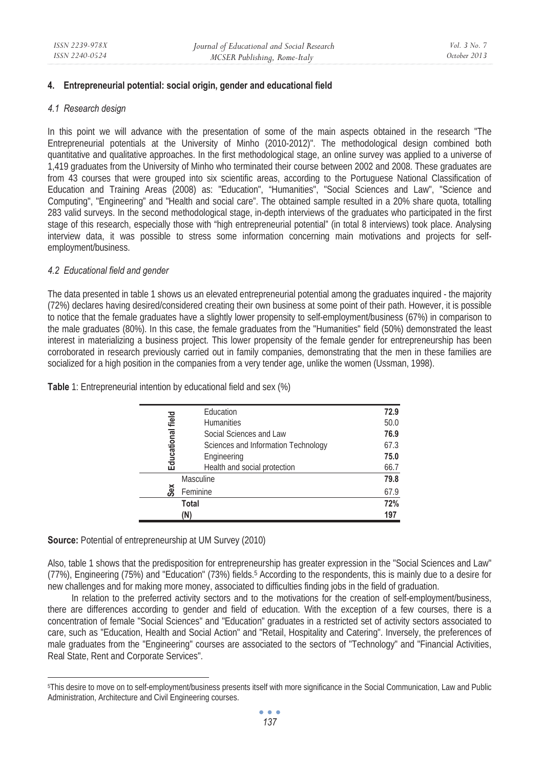## 4. Entrepreneurial potential: social origin, gender and educational field

### *4.1 Research design*

In this point we will advance with the presentation of some of the main aspects obtained in the research "The Entrepreneurial potentials at the University of Minho (2010-2012)". The methodological design combined both quantitative and qualitative approaches. In the first methodological stage, an online survey was applied to a universe of 1,419 graduates from the University of Minho who terminated their course between 2002 and 2008. These graduates are from 43 courses that were grouped into six scientific areas, according to the Portuguese National Classification of Education and Training Areas (2008) as: "Education", "Humanities", "Social Sciences and Law", "Science and Computing", "Engineering" and "Health and social care". The obtained sample resulted in a 20% share quota, totalling 283 valid surveys. In the second methodological stage, in-depth interviews of the graduates who participated in the first stage of this research, especially those with "high entrepreneurial potential" (in total 8 interviews) took place. Analysing interview data, it was possible to stress some information concerning main motivations and projects for self-employment/business.

### *4.2 Educational field and gender*

The data presented in table 1 shows us an elevated entrepreneurial potential among the graduates inquired - the majority (72%) declares having desired/considered creating their own business at some point of their path. However, it is possible to notice that the female graduates have a slightly lower propensity to self-employment/business (67%) in comparison to the male graduates (80%). In this case, the female graduates from the "Humanities" field (50%) demonstrated the least interest in materializing a business project. This lower propensity of the female gender for entrepreneurship has been corroborated in research previously carried out in family companies, demonstrating that the men in these families are socialized for a high position in the companies from a very tender age, unlike the women (Ussman, 1998).

**Table** 1: Entrepreneurial intention by educational field and sex (%)

| | | |
|---|---|---|
| **Educational field** | Education | **72.9** |
| | Humanities | 50.0 |
| | Social Sciences and Law | **76.9** |
| | Sciences and Information Technology | 67.3 |
| | Engineering | **75.0** |
| | Health and social protection | 66.7 |
| **Sex** | Masculine | **79.8** |
| | Feminine | 67.9 |
| | **Total** | **72%** |
| | **(N)** | **197** |

**Source:** Potential of entrepreneurship at UM Survey (2010)

Also, table 1 shows that the predisposition for entrepreneurship has greater expression in the "Social Sciences and Law" (77%), Engineering (75%) and "Education" (73%) fields.[5] According to the respondents, this is mainly due to a desire for new challenges and for making more money, associated to difficulties finding jobs in the field of graduation.

In relation to the preferred activity sectors and to the motivations for the creation of self-employment/business, there are differences according to gender and field of education. With the exception of a few courses, there is a concentration of female "Social Sciences" and "Education" graduates in a restricted set of activity sectors associated to care, such as "Education, Health and Social Action" and "Retail, Hospitality and Catering". Inversely, the preferences of male graduates from the "Engineering" courses are associated to the sectors of "Technology" and "Financial Activities, Real State, Rent and Corporate Services".

[5]This desire to move on to self-employment/business presents itself with more significance in the Social Communication, Law and Public Administration, Architecture and Civil Engineering courses.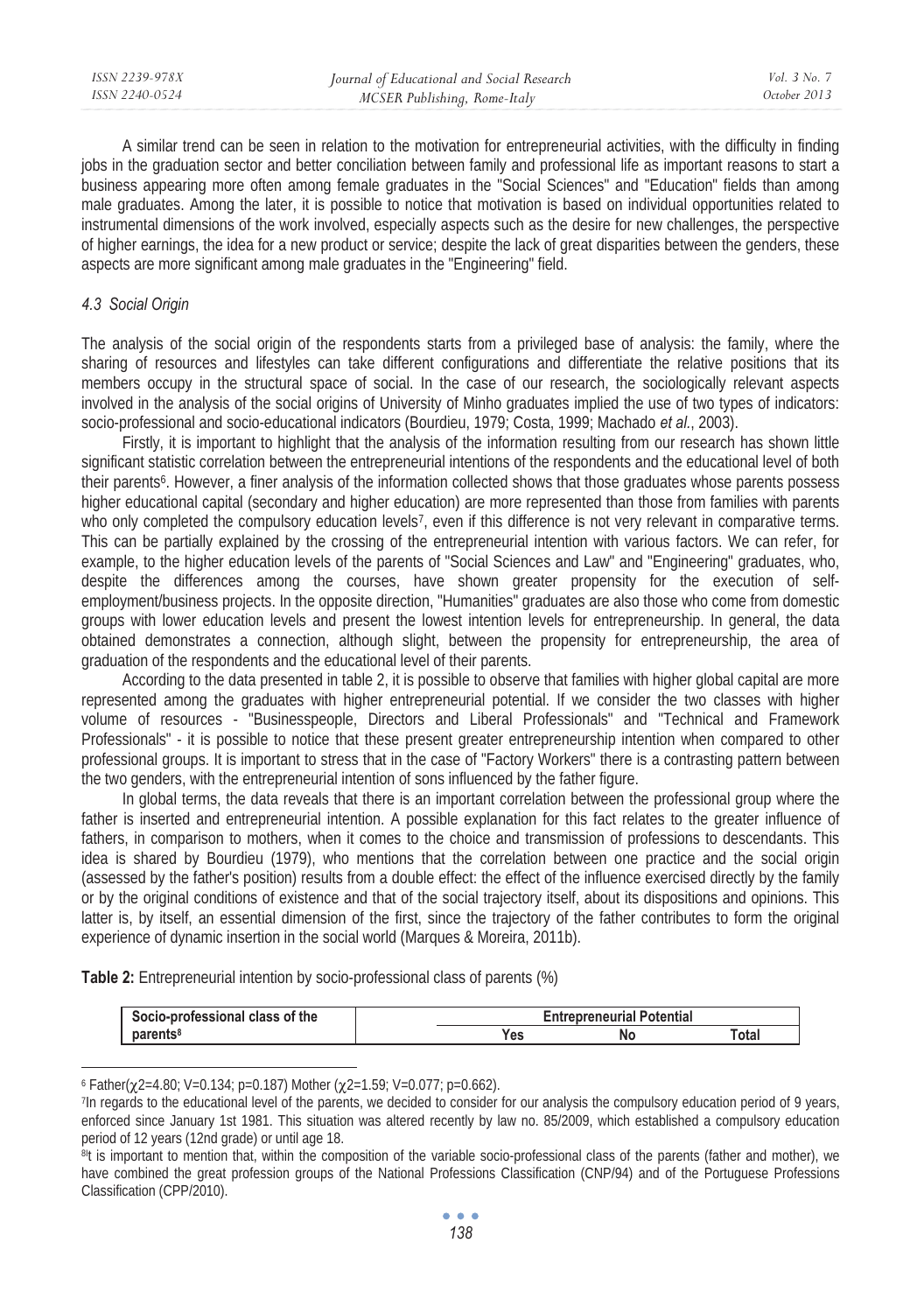A similar trend can be seen in relation to the motivation for entrepreneurial activities, with the difficulty in finding jobs in the graduation sector and better conciliation between family and professional life as important reasons to start a business appearing more often among female graduates in the "Social Sciences" and "Education" fields than among male graduates. Among the later, it is possible to notice that motivation is based on individual opportunities related to instrumental dimensions of the work involved, especially aspects such as the desire for new challenges, the perspective of higher earnings, the idea for a new product or service; despite the lack of great disparities between the genders, these aspects are more significant among male graduates in the "Engineering" field.

### *4.3 Social Origin*

The analysis of the social origin of the respondents starts from a privileged base of analysis: the family, where the sharing of resources and lifestyles can take different configurations and differentiate the relative positions that its members occupy in the structural space of social. In the case of our research, the sociologically relevant aspects involved in the analysis of the social origins of University of Minho graduates implied the use of two types of indicators: socio-professional and socio-educational indicators (Bourdieu, 1979; Costa, 1999; Machado *et al.*, 2003).

Firstly, it is important to highlight that the analysis of the information resulting from our research has shown little significant statistic correlation between the entrepreneurial intentions of the respondents and the educational level of both their parents[6]. However, a finer analysis of the information collected shows that those graduates whose parents possess higher educational capital (secondary and higher education) are more represented than those from families with parents who only completed the compulsory education levels[7], even if this difference is not very relevant in comparative terms. This can be partially explained by the crossing of the entrepreneurial intention with various factors. We can refer, for example, to the higher education levels of the parents of "Social Sciences and Law" and "Engineering" graduates, who, despite the differences among the courses, have shown greater propensity for the execution of self-employment/business projects. In the opposite direction, "Humanities" graduates are also those who come from domestic groups with lower education levels and present the lowest intention levels for entrepreneurship. In general, the data obtained demonstrates a connection, although slight, between the propensity for entrepreneurship, the area of graduation of the respondents and the educational level of their parents.

According to the data presented in table 2, it is possible to observe that families with higher global capital are more represented among the graduates with higher entrepreneurial potential. If we consider the two classes with higher volume of resources - "Businesspeople, Directors and Liberal Professionals" and "Technical and Framework Professionals" - it is possible to notice that these present greater entrepreneurship intention when compared to other professional groups. It is important to stress that in the case of "Factory Workers" there is a contrasting pattern between the two genders, with the entrepreneurial intention of sons influenced by the father figure.

In global terms, the data reveals that there is an important correlation between the professional group where the father is inserted and entrepreneurial intention. A possible explanation for this fact relates to the greater influence of fathers, in comparison to mothers, when it comes to the choice and transmission of professions to descendants. This idea is shared by Bourdieu (1979), who mentions that the correlation between one practice and the social origin (assessed by the father's position) results from a double effect: the effect of the influence exercised directly by the family or by the original conditions of existence and that of the social trajectory itself, about its dispositions and opinions. This latter is, by itself, an essential dimension of the first, since the trajectory of the father contributes to form the original experience of dynamic insertion in the social world (Marques & Moreira, 2011b).

**Table 2:** Entrepreneurial intention by socio-professional class of parents (%)

| Socio-professional class of the parents[8] | Entrepreneurial Potential | | |
|---|---|---|---|
| | Yes | No | Total |

---

[6] Father($\chi 2$=4.80; V=0.134; p=0.187) Mother ($\chi 2$=1.59; V=0.077; p=0.662).

[7] In regards to the educational level of the parents, we decided to consider for our analysis the compulsory education period of 9 years, enforced since January 1st 1981. This situation was altered recently by law no. 85/2009, which established a compulsory education period of 12 years (12nd grade) or until age 18.

[8] It is important to mention that, within the composition of the variable socio-professional class of the parents (father and mother), we have combined the great profession groups of the National Professions Classification (CNP/94) and of the Portuguese Professions Classification (CPP/2010).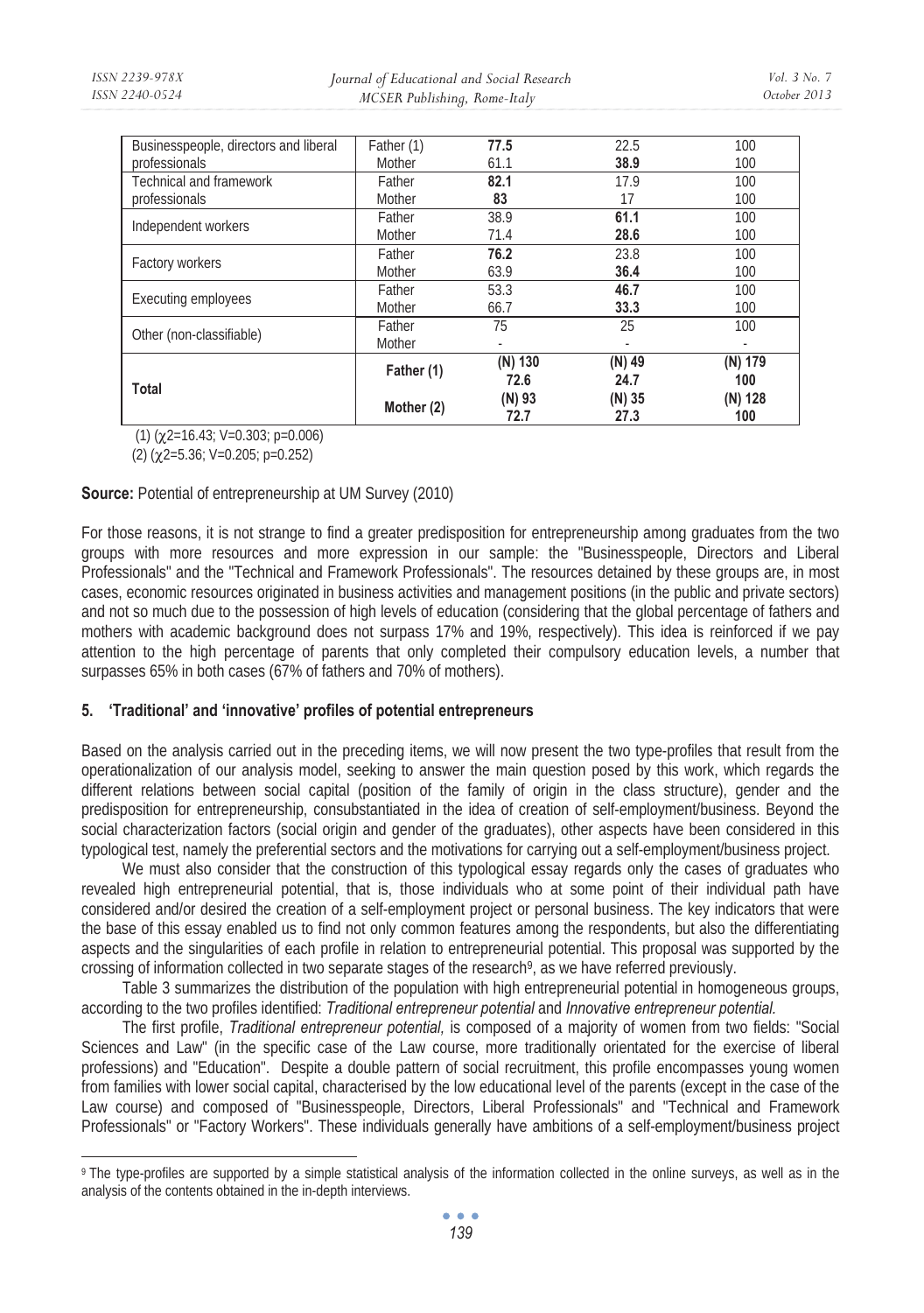| | | | | |
|---|---|---|---|---|
| Businesspeople, directors and liberal professionals | Father (1) | **77.5** | 22.5 | 100 |
| | Mother | 61.1 | **38.9** | 100 |
| Technical and framework professionals | Father | **82.1** | 17.9 | 100 |
| | Mother | **83** | 17 | 100 |
| Independent workers | Father | 38.9 | **61.1** | 100 |
| | Mother | 71.4 | 28.6 | 100 |
| Factory workers | Father | **76.2** | 23.8 | 100 |
| | Mother | 63.9 | **36.4** | 100 |
| Executing employees | Father | 53.3 | **46.7** | 100 |
| | Mother | 66.7 | 33.3 | 100 |
| Other (non-classifiable) | Father | 75 | 25 | 100 |
| | Mother | - | - | - |
| **Total** | **Father (1)** | **(N) 130** **72.6** | **(N) 49** **24.7** | **(N) 179** **100** |
| | **Mother (2)** | **(N) 93** **72.7** | **(N) 35** **27.3** | **(N) 128** **100** |

(1) ($\chi2$=16.43; V=0.303; p=0.006)

(2) ($\chi2$=5.36; V=0.205; p=0.252)

**Source:** Potential of entrepreneurship at UM Survey (2010)

For those reasons, it is not strange to find a greater predisposition for entrepreneurship among graduates from the two groups with more resources and more expression in our sample: the "Businesspeople, Directors and Liberal Professionals" and the "Technical and Framework Professionals". The resources detained by these groups are, in most cases, economic resources originated in business activities and management positions (in the public and private sectors) and not so much due to the possession of high levels of education (considering that the global percentage of fathers and mothers with academic background does not surpass 17% and 19%, respectively). This idea is reinforced if we pay attention to the high percentage of parents that only completed their compulsory education levels, a number that surpasses 65% in both cases (67% of fathers and 70% of mothers).

## 5. 'Traditional' and 'innovative' profiles of potential entrepreneurs

Based on the analysis carried out in the preceding items, we will now present the two type-profiles that result from the operationalization of our analysis model, seeking to answer the main question posed by this work, which regards the different relations between social capital (position of the family of origin in the class structure), gender and the predisposition for entrepreneurship, consubstantiated in the idea of creation of self-employment/business. Beyond the social characterization factors (social origin and gender of the graduates), other aspects have been considered in this typological test, namely the preferential sectors and the motivations for carrying out a self-employment/business project.

We must also consider that the construction of this typological essay regards only the cases of graduates who revealed high entrepreneurial potential, that is, those individuals who at some point of their individual path have considered and/or desired the creation of a self-employment project or personal business. The key indicators that were the base of this essay enabled us to find not only common features among the respondents, but also the differentiating aspects and the singularities of each profile in relation to entrepreneurial potential. This proposal was supported by the crossing of information collected in two separate stages of the research[9], as we have referred previously.

Table 3 summarizes the distribution of the population with high entrepreneurial potential in homogeneous groups, according to the two profiles identified: *Traditional entrepreneur potential* and *Innovative entrepreneur potential.*

The first profile, *Traditional entrepreneur potential,* is composed of a majority of women from two fields: "Social Sciences and Law" (in the specific case of the Law course, more traditionally orientated for the exercise of liberal professions) and "Education". Despite a double pattern of social recruitment, this profile encompasses young women from families with lower social capital, characterised by the low educational level of the parents (except in the case of the Law course) and composed of "Businesspeople, Directors, Liberal Professionals" and "Technical and Framework Professionals" or "Factory Workers". These individuals generally have ambitions of a self-employment/business project

[9] The type-profiles are supported by a simple statistical analysis of the information collected in the online surveys, as well as in the analysis of the contents obtained in the in-depth interviews.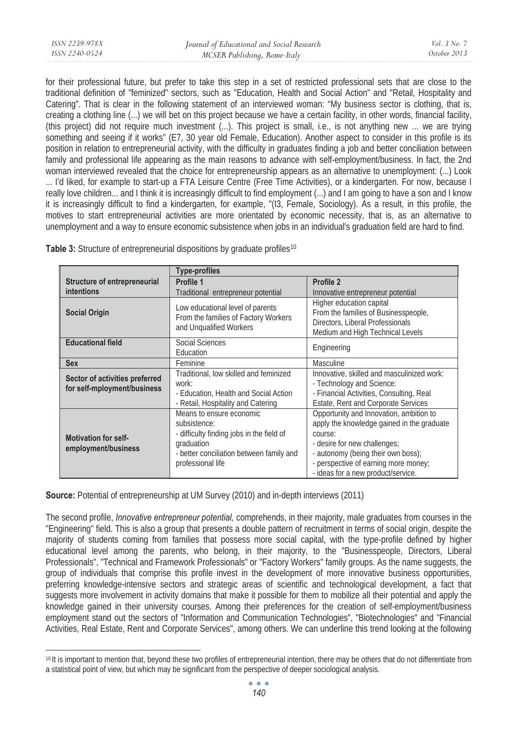for their professional future, but prefer to take this step in a set of restricted professional sets that are close to the traditional definition of "feminized" sectors, such as "Education, Health and Social Action" and "Retail, Hospitality and Catering". That is clear in the following statement of an interviewed woman: "My business sector is clothing, that is, creating a clothing line (...) we will bet on this project because we have a certain facility, in other words, financial facility, (this project) did not require much investment (...). This project is small, i.e., is not anything new ... we are trying something and seeing if it works" (E7, 30 year old Female, Education). Another aspect to consider in this profile is its position in relation to entrepreneurial activity, with the difficulty in graduates finding a job and better conciliation between family and professional life appearing as the main reasons to advance with self-employment/business. In fact, the 2nd woman interviewed revealed that the choice for entrepreneurship appears as an alternative to unemployment: (...) Look ... I'd liked, for example to start-up a FTA Leisure Centre (Free Time Activities), or a kindergarten. For now, because I really love children... and I think it is increasingly difficult to find employment (...) and I am going to have a son and I know it is increasingly difficult to find a kindergarten, for example, "(I3, Female, Sociology). As a result, in this profile, the motives to start entrepreneurial activities are more orientated by economic necessity, that is, as an alternative to unemployment and a way to ensure economic subsistence when jobs in an individual's graduation field are hard to find.

**Table 3:** Structure of entrepreneurial dispositions by graduate profiles[10]

| **Structure of entrepreneurial intentions** | **Type-profiles** | |
|---|---|---|
| | **Profile 1** Traditional entrepreneur potential | **Profile 2** Innovative entrepreneur potential |
| **Social Origin** | Low educational level of parents From the families of Factory Workers and Unqualified Workers | Higher education capital From the families of Businesspeople, Directors, Liberal Professionals Medium and High Technical Levels |
| **Educational field** | Social Sciences Education | Engineering |
| **Sex** | Feminine | Masculine |
| **Sector of activities preferred for self-mployment/business** | Traditional, low skilled and feminized work: - Education, Health and Social Action - Retail, Hospitality and Catering | Innovative, skilled and masculinized work: - Technology and Science: - Financial Activities, Consulting, Real Estate, Rent and Corporate Services |
| **Motivation for self-employment/business** | Means to ensure economic subsistence: - difficulty finding jobs in the field of graduation - better conciliation between family and professional life | Opportunity and Innovation, ambition to apply the knowledge gained in the graduate course: - desire for new challenges; - autonomy (being their own boss); - perspective of earning more money; - ideas for a new product/service. |

**Source:** Potential of entrepreneurship at UM Survey (2010) and in-depth interviews (2011)

The second profile, *Innovative entrepreneur potential,* comprehends, in their majority, male graduates from courses in the "Engineering" field. This is also a group that presents a double pattern of recruitment in terms of social origin, despite the majority of students coming from families that possess more social capital, with the type-profile defined by higher educational level among the parents, who belong, in their majority, to the "Businesspeople, Directors, Liberal Professionals", "Technical and Framework Professionals" or "Factory Workers" family groups. As the name suggests, the group of individuals that comprise this profile invest in the development of more innovative business opportunities, preferring knowledge-intensive sectors and strategic areas of scientific and technological development, a fact that suggests more involvement in activity domains that make it possible for them to mobilize all their potential and apply the knowledge gained in their university courses. Among their preferences for the creation of self-employment/business employment stand out the sectors of "Information and Communication Technologies", "Biotechnologies" and "Financial Activities, Real Estate, Rent and Corporate Services", among others. We can underline this trend looking at the following

[10] It is important to mention that, beyond these two profiles of entrepreneurial intention, there may be others that do not differentiate from a statistical point of view, but which may be significant from the perspective of deeper sociological analysis.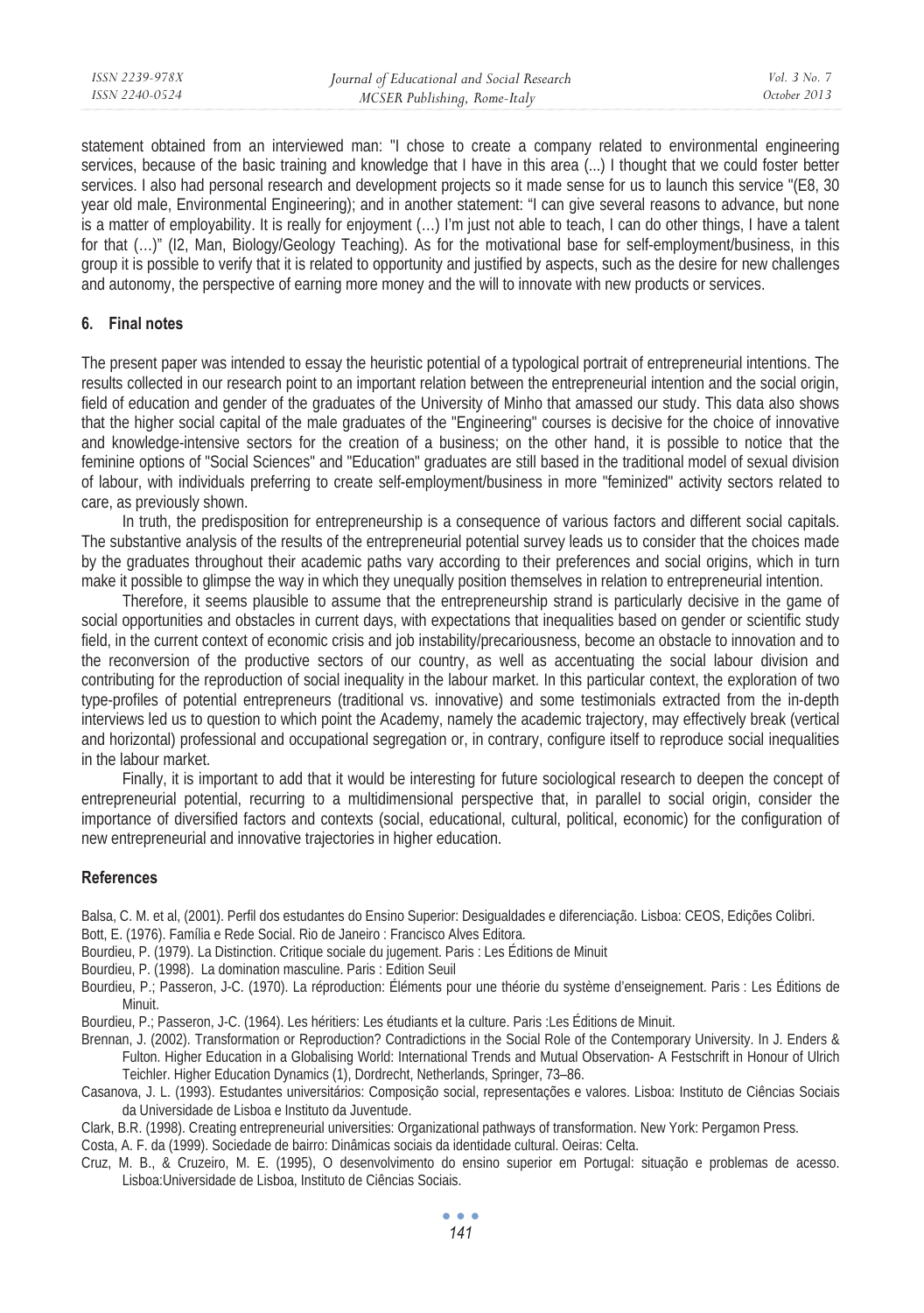statement obtained from an interviewed man: "I chose to create a company related to environmental engineering services, because of the basic training and knowledge that I have in this area (...) I thought that we could foster better services. I also had personal research and development projects so it made sense for us to launch this service "(E8, 30 year old male, Environmental Engineering); and in another statement: "I can give several reasons to advance, but none is a matter of employability. It is really for enjoyment (…) I'm just not able to teach, I can do other things, I have a talent for that (…)" (I2, Man, Biology/Geology Teaching). As for the motivational base for self-employment/business, in this group it is possible to verify that it is related to opportunity and justified by aspects, such as the desire for new challenges and autonomy, the perspective of earning more money and the will to innovate with new products or services.

## 6. Final notes

The present paper was intended to essay the heuristic potential of a typological portrait of entrepreneurial intentions. The results collected in our research point to an important relation between the entrepreneurial intention and the social origin, field of education and gender of the graduates of the University of Minho that amassed our study. This data also shows that the higher social capital of the male graduates of the "Engineering" courses is decisive for the choice of innovative and knowledge-intensive sectors for the creation of a business; on the other hand, it is possible to notice that the feminine options of "Social Sciences" and "Education" graduates are still based in the traditional model of sexual division of labour, with individuals preferring to create self-employment/business in more "feminized" activity sectors related to care, as previously shown.

In truth, the predisposition for entrepreneurship is a consequence of various factors and different social capitals. The substantive analysis of the results of the entrepreneurial potential survey leads us to consider that the choices made by the graduates throughout their academic paths vary according to their preferences and social origins, which in turn make it possible to glimpse the way in which they unequally position themselves in relation to entrepreneurial intention.

Therefore, it seems plausible to assume that the entrepreneurship strand is particularly decisive in the game of social opportunities and obstacles in current days, with expectations that inequalities based on gender or scientific study field, in the current context of economic crisis and job instability/precariousness, become an obstacle to innovation and to the reconversion of the productive sectors of our country, as well as accentuating the social labour division and contributing for the reproduction of social inequality in the labour market. In this particular context, the exploration of two type-profiles of potential entrepreneurs (traditional vs. innovative) and some testimonials extracted from the in-depth interviews led us to question to which point the Academy, namely the academic trajectory, may effectively break (vertical and horizontal) professional and occupational segregation or, in contrary, configure itself to reproduce social inequalities in the labour market.

Finally, it is important to add that it would be interesting for future sociological research to deepen the concept of entrepreneurial potential, recurring to a multidimensional perspective that, in parallel to social origin, consider the importance of diversified factors and contexts (social, educational, cultural, political, economic) for the configuration of new entrepreneurial and innovative trajectories in higher education.

## References

Balsa, C. M. et al, (2001). Perfil dos estudantes do Ensino Superior: Desigualdades e diferenciação. Lisboa: CEOS, Edições Colibri.

Bott, E. (1976). Família e Rede Social. Rio de Janeiro : Francisco Alves Editora.

Bourdieu, P. (1979). La Distinction. Critique sociale du jugement. Paris : Les Éditions de Minuit

Bourdieu, P. (1998). La domination masculine. Paris : Edition Seuil

Bourdieu, P.; Passeron, J-C. (1970). La réproduction: Éléments pour une théorie du système d'enseignement. Paris : Les Éditions de Minuit.

Bourdieu, P.; Passeron, J-C. (1964). Les héritiers: Les étudiants et la culture. Paris :Les Éditions de Minuit.

Brennan, J. (2002). Transformation or Reproduction? Contradictions in the Social Role of the Contemporary University. In J. Enders & Fulton. Higher Education in a Globalising World: International Trends and Mutual Observation- A Festschrift in Honour of Ulrich Teichler. Higher Education Dynamics (1), Dordrecht, Netherlands, Springer, 73–86.

Casanova, J. L. (1993). Estudantes universitários: Composição social, representações e valores. Lisboa: Instituto de Ciências Sociais da Universidade de Lisboa e Instituto da Juventude.

Clark, B.R. (1998). Creating entrepreneurial universities: Organizational pathways of transformation. New York: Pergamon Press.

Costa, A. F. da (1999). Sociedade de bairro: Dinâmicas sociais da identidade cultural. Oeiras: Celta.

Cruz, M. B., & Cruzeiro, M. E. (1995), O desenvolvimento do ensino superior em Portugal: situação e problemas de acesso. Lisboa:Universidade de Lisboa, Instituto de Ciências Sociais.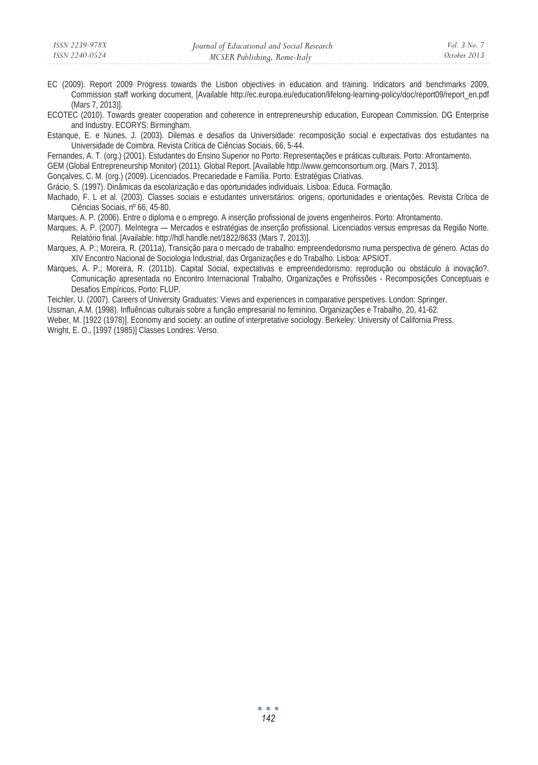EC (2009). Report 2009 Progress towards the Lisbon objectives in education and training. Indicators and benchmarks 2009, Commission staff working document, [Available http://ec.europa.eu/education/lifelong-learning-policy/doc/report09/report_en.pdf (Mars 7, 2013)].

ECOTEC (2010). Towards greater cooperation and coherence in entrepreneurship education, European Commission. DG Enterprise and Industry. ECORYS: Birmingham.

Estanque, E. e Nunes, J. (2003). Dilemas e desafios da Universidade: recomposição social e expectativas dos estudantes na Universidade de Coimbra. Revista Crítica de Ciências Sociais, 66, 5-44.

Fernandes, A. T. (org.) (2001). Estudantes do Ensino Superior no Porto: Representações e práticas culturais. Porto: Afrontamento.

GEM (Global Entrepreneurship Monitor) (2011). Global Report. [Available http://www.gemconsortium.org. (Mars 7, 2013].

Gonçalves, C. M. (org.) (2009). Licenciados. Precariedade e Família. Porto: Estratégias Criativas.

Grácio, S. (1997). Dinâmicas da escolarização e das oportunidades individuais. Lisboa: Educa. Formação.

Machado, F. L et al. (2003). Classes sociais e estudantes universitários: origens, oportunidades e orientações. Revista Crítica de Ciências Sociais, nº 66, 45-80.

Marques, A. P. (2006). Entre o diploma e o emprego. A inserção profissional de jovens engenheiros. Porto: Afrontamento.

Marques, A. P. (2007). MeIntegra — Mercados e estratégias de inserção profissional. Licenciados versus empresas da Região Norte. Relatório final. [Available: http://hdl.handle.net/1822/8633 (Mars 7, 2013)].

Marques, A. P.; Moreira, R. (2011a), Transição para o mercado de trabalho: empreendedorismo numa perspectiva de género. Actas do XIV Encontro Nacional de Sociologia Industrial, das Organizações e do Trabalho. Lisboa: APSIOT.

Marques, A. P.; Moreira, R. (2011b). Capital Social, expectativas e empreendedorismo: reprodução ou obstáculo à inovação?. Comunicação apresentada no Encontro Internacional Trabalho, Organizações e Profissões - Recomposições Conceptuais e Desafios Empíricos. Porto: FLUP.

Teichler, U. (2007). Careers of University Graduates: Views and experiences in comparative perspetives. London: Springer.

Ussman, A.M. (1998). Influências culturais sobre a função empresarial no feminino. Organizações e Trabalho, 20, 41-62.

Weber, M. [1922 (1978)]. Economy and society: an outline of interpretative sociology. Berkeley: University of California Press.

Wright, E. O., [1997 (1985)] Classes Londres: Verso.